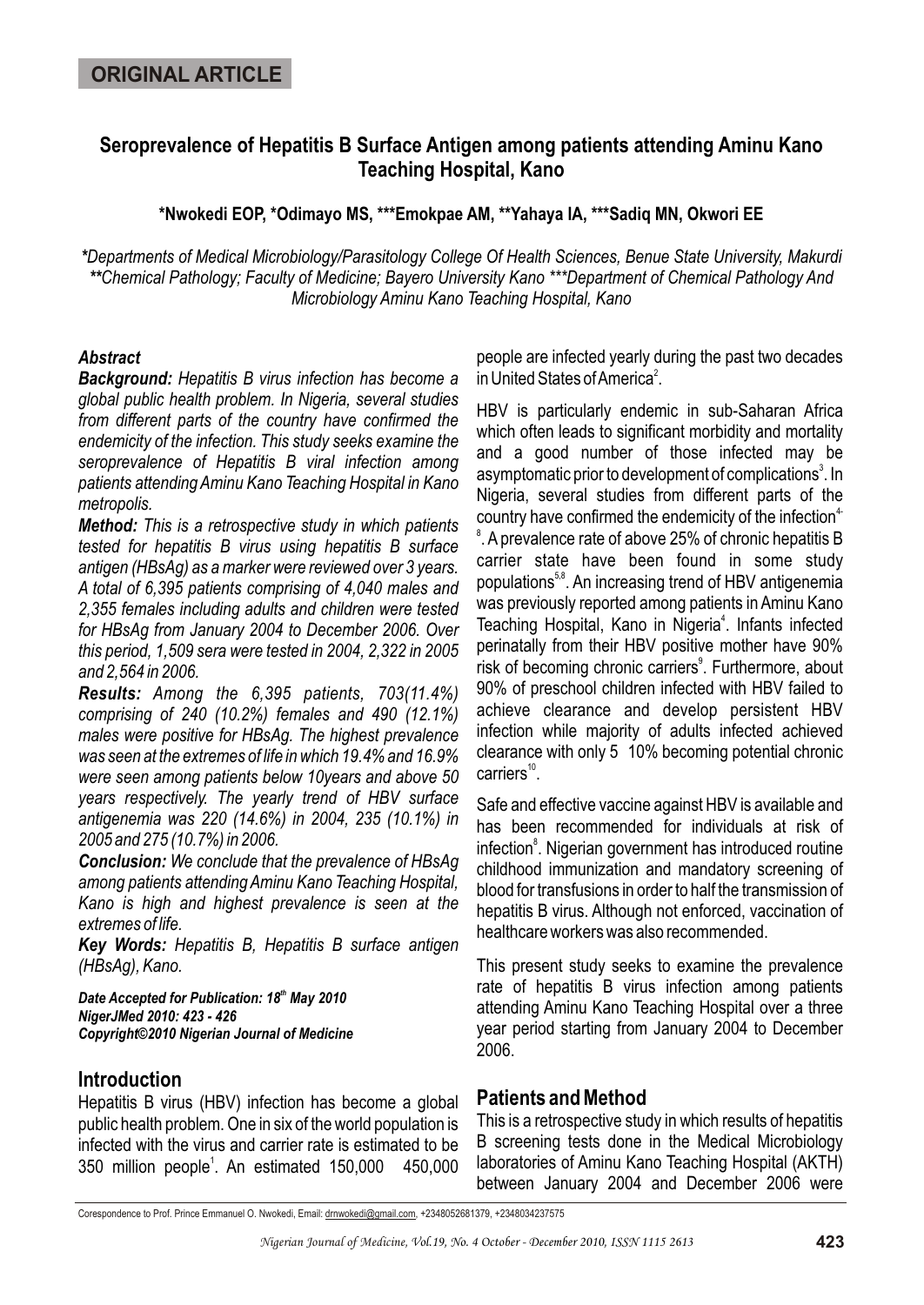**ORIGINAL ARTICLE**

# Seroprevalence of Hepatitis B Surface Antigen among patients attending Aminu Kano Teaching Hospital, Kano

**\*Nwokedi EOP, \*Odimayo MS, \*\*\*Emokpae AM, \*\*Yahaya IA, \*\*\*Sadiq MN, Okwori EE**

*\*Departments of Medical Microbiology/Parasitology College Of Health Sciences, Benue State University, Makurdi \*\*Chemical Pathology; Faculty of Medicine; Bayero University Kano \*\*\*Department of Chemical Pathology And Microbiology Aminu Kano Teaching Hospital, Kano*

### *Abstract*

***Background:*** *Hepatitis B virus infection has become a global public health problem. In Nigeria, several studies from different parts of the country have confirmed the endemicity of the infection. This study seeks examine the seroprevalence of Hepatitis B viral infection among patients attending Aminu Kano Teaching Hospital in Kano metropolis.*

***Method:*** *This is a retrospective study in which patients tested for hepatitis B virus using hepatitis B surface antigen (HBsAg) as a marker were reviewed over 3 years. A total of 6,395 patients comprising of 4,040 males and 2,355 females including adults and children were tested for HBsAg from January 2004 to December 2006. Over this period, 1,509 sera were tested in 2004, 2,322 in 2005 and 2,564 in 2006.*

***Results:*** *Among the 6,395 patients, 703(11.4%) comprising of 240 (10.2%) females and 490 (12.1%) males were positive for HBsAg. The highest prevalence was seen at the extremes of life in which 19.4% and 16.9% were seen among patients below 10years and above 50 years respectively. The yearly trend of HBV surface antigenemia was 220 (14.6%) in 2004, 235 (10.1%) in 2005 and 275 (10.7%) in 2006.*

***Conclusion:*** *We conclude that the prevalence of HBsAg among patients attending Aminu Kano Teaching Hospital, Kano is high and highest prevalence is seen at the extremes of life.*

***Key Words:*** *Hepatitis B, Hepatitis B surface antigen (HBsAg), Kano.*

***Date Accepted for Publication: 18th May 2010***
***NigerJMed 2010: 423 - 426***
***Copyright©2010 Nigerian Journal of Medicine***

## Introduction

Hepatitis B virus (HBV) infection has become a global public health problem. One in six of the world population is infected with the virus and carrier rate is estimated to be 350 million people[1]. An estimated 150,000 450,000 people are infected yearly during the past two decades in United States of America[2].

HBV is particularly endemic in sub-Saharan Africa which often leads to significant morbidity and mortality and a good number of those infected may be asymptomatic prior to development of complications[3]. In Nigeria, several studies from different parts of the country have confirmed the endemicity of the infection[4-8]. A prevalence rate of above 25% of chronic hepatitis B carrier state have been found in some study populations[5,8]. An increasing trend of HBV antigenemia was previously reported among patients in Aminu Kano Teaching Hospital, Kano in Nigeria[4]. Infants infected perinatally from their HBV positive mother have 90% risk of becoming chronic carriers[9]. Furthermore, about 90% of preschool children infected with HBV failed to achieve clearance and develop persistent HBV infection while majority of adults infected achieved clearance with only 5 10% becoming potential chronic carriers[10].

Safe and effective vaccine against HBV is available and has been recommended for individuals at risk of infection[8]. Nigerian government has introduced routine childhood immunization and mandatory screening of blood for transfusions in order to half the transmission of hepatitis B virus. Although not enforced, vaccination of healthcare workers was also recommended.

This present study seeks to examine the prevalence rate of hepatitis B virus infection among patients attending Aminu Kano Teaching Hospital over a three year period starting from January 2004 to December 2006.

## Patients and Method

This is a retrospective study in which results of hepatitis B screening tests done in the Medical Microbiology laboratories of Aminu Kano Teaching Hospital (AKTH) between January 2004 and December 2006 were

Corespondence to Prof. Prince Emmanuel O. Nwokedi, Email: drnwokedi@gmail.com, +2348052681379, +2348034237575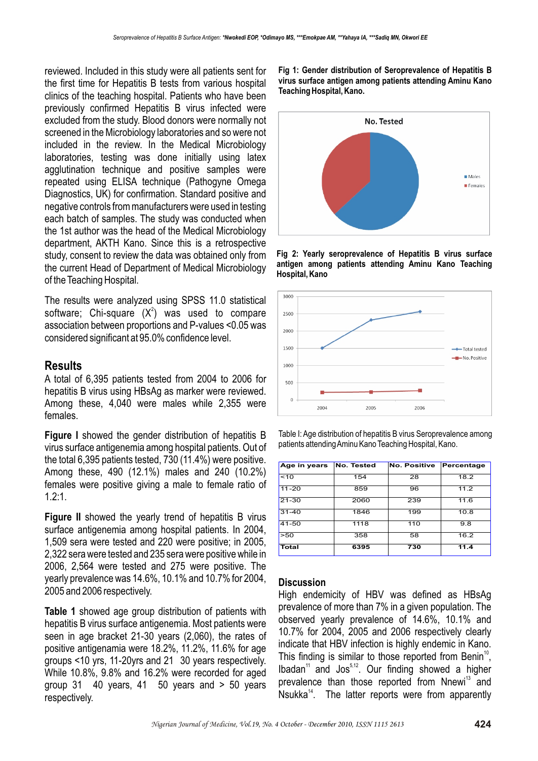reviewed. Included in this study were all patients sent for the first time for Hepatitis B tests from various hospital clinics of the teaching hospital. Patients who have been previously confirmed Hepatitis B virus infected were excluded from the study. Blood donors were normally not screened in the Microbiology laboratories and so were not included in the review. In the Medical Microbiology laboratories, testing was done initially using latex agglutination technique and positive samples were repeated using ELISA technique (Pathogyne Omega Diagnostics, UK) for confirmation. Standard positive and negative controls from manufacturers were used in testing each batch of samples. The study was conducted when the 1st author was the head of the Medical Microbiology department, AKTH Kano. Since this is a retrospective study, consent to review the data was obtained only from the current Head of Department of Medical Microbiology of the Teaching Hospital.

The results were analyzed using SPSS 11.0 statistical software; Chi-square ($X^2$) was used to compare association between proportions and P-values <0.05 was considered significant at 95.0% confidence level.

## Results

A total of 6,395 patients tested from 2004 to 2006 for hepatitis B virus using HBsAg as marker were reviewed. Among these, 4,040 were males while 2,355 were females.

**Figure I** showed the gender distribution of hepatitis B virus surface antigenemia among hospital patients. Out of the total 6,395 patients tested, 730 (11.4%) were positive. Among these, 490 (12.1%) males and 240 (10.2%) females were positive giving a male to female ratio of 1.2:1.

**Figure II** showed the yearly trend of hepatitis B virus surface antigenemia among hospital patients. In 2004, 1,509 sera were tested and 220 were positive; in 2005, 2,322 sera were tested and 235 sera were positive while in 2006, 2,564 were tested and 275 were positive. The yearly prevalence was 14.6%, 10.1% and 10.7% for 2004, 2005 and 2006 respectively.

**Table 1** showed age group distribution of patients with hepatitis B virus surface antigenemia. Most patients were seen in age bracket 21-30 years (2,060), the rates of positive antigenamia were 18.2%, 11.2%, 11.6% for age groups <10 yrs, 11-20yrs and 21 30 years respectively. While 10.8%, 9.8% and 16.2% were recorded for aged group 31 40 years, 41 50 years and > 50 years respectively.

**Fig 1: Gender distribution of Seroprevalence of Hepatitis B virus surface antigen among patients attending Aminu Kano Teaching Hospital, Kano.**

**Fig 2: Yearly seroprevalence of Hepatitis B virus surface antigen among patients attending Aminu Kano Teaching Hospital, Kano**

Table I: Age distribution of hepatitis B virus Seroprevalence among patients attending Aminu Kano Teaching Hospital, Kano.

| Age in years | No. Tested | No. Positive | Percentage |
|---|---|---|---|
| <10 | 154 | 28 | 18.2 |
| 11-20 | 859 | 96 | 11.2 |
| 21-30 | 2060 | 239 | 11.6 |
| 31-40 | 1846 | 199 | 10.8 |
| 41-50 | 1118 | 110 | 9.8 |
| >50 | 358 | 58 | 16.2 |
| **Total** | **6395** | **730** | **11.4** |

## Discussion

High endemicity of HBV was defined as HBsAg prevalence of more than 7% in a given population. The observed yearly prevalence of 14.6%, 10.1% and 10.7% for 2004, 2005 and 2006 respectively clearly indicate that HBV infection is highly endemic in Kano. This finding is similar to those reported from Benin[10], Ibadan[11] and Jos[5,12]. Our finding showed a higher prevalence than those reported from Nnewi[13] and Nsukka[14]. The latter reports were from apparently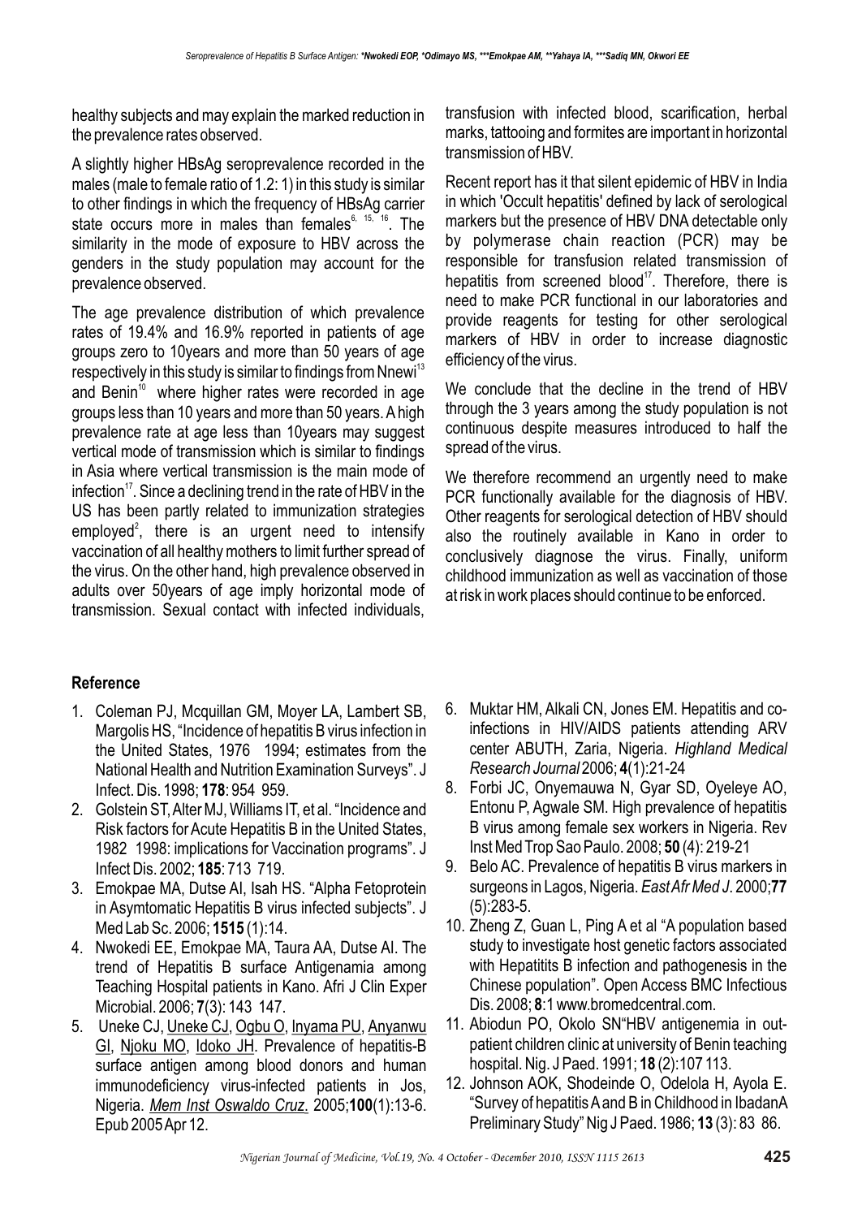healthy subjects and may explain the marked reduction in the prevalence rates observed.

A slightly higher HBsAg seroprevalence recorded in the males (male to female ratio of 1.2: 1) in this study is similar to other findings in which the frequency of HBsAg carrier state occurs more in males than females[6, 15, 16]. The similarity in the mode of exposure to HBV across the genders in the study population may account for the prevalence observed.

The age prevalence distribution of which prevalence rates of 19.4% and 16.9% reported in patients of age groups zero to 10years and more than 50 years of age respectively in this study is similar to findings from Nnewi[13] and Benin[10] where higher rates were recorded in age groups less than 10 years and more than 50 years. A high prevalence rate at age less than 10years may suggest vertical mode of transmission which is similar to findings in Asia where vertical transmission is the main mode of infection[17]. Since a declining trend in the rate of HBV in the US has been partly related to immunization strategies employed[2], there is an urgent need to intensify vaccination of all healthy mothers to limit further spread of the virus. On the other hand, high prevalence observed in adults over 50years of age imply horizontal mode of transmission. Sexual contact with infected individuals, transfusion with infected blood, scarification, herbal marks, tattooing and formites are important in horizontal transmission of HBV.

Recent report has it that silent epidemic of HBV in India in which 'Occult hepatitis' defined by lack of serological markers but the presence of HBV DNA detectable only by polymerase chain reaction (PCR) may be responsible for transfusion related transmission of hepatitis from screened blood[17]. Therefore, there is need to make PCR functional in our laboratories and provide reagents for testing for other serological markers of HBV in order to increase diagnostic efficiency of the virus.

We conclude that the decline in the trend of HBV through the 3 years among the study population is not continuous despite measures introduced to half the spread of the virus.

We therefore recommend an urgently need to make PCR functionally available for the diagnosis of HBV. Other reagents for serological detection of HBV should also the routinely available in Kano in order to conclusively diagnose the virus. Finally, uniform childhood immunization as well as vaccination of those at risk in work places should continue to be enforced.

## Reference

1. Coleman PJ, Mcquillan GM, Moyer LA, Lambert SB, Margolis HS, "Incidence of hepatitis B virus infection in the United States, 1976 1994; estimates from the National Health and Nutrition Examination Surveys". J Infect. Dis. 1998; **178**: 954 959.
2. Golstein ST, Alter MJ, Williams IT, et al. "Incidence and Risk factors for Acute Hepatitis B in the United States, 1982 1998: implications for Vaccination programs". J Infect Dis. 2002; **185**: 713 719.
3. Emokpae MA, Dutse AI, Isah HS. "Alpha Fetoprotein in Asymtomatic Hepatitis B virus infected subjects". J Med Lab Sc. 2006; **1515** (1):14.
4. Nwokedi EE, Emokpae MA, Taura AA, Dutse AI. The trend of Hepatitis B surface Antigenamia among Teaching Hospital patients in Kano. Afri J Clin Exper Microbial. 2006; **7**(3): 143 147.
5. Uneke CJ, Uneke CJ, Ogbu O, Inyama PU, Anyanwu GI, Njoku MO, Idoko JH. Prevalence of hepatitis-B surface antigen among blood donors and human immunodeficiency virus-infected patients in Jos, Nigeria. *Mem Inst Oswaldo Cruz*. 2005;**100**(1):13-6. Epub 2005 Apr 12.
6. Muktar HM, Alkali CN, Jones EM. Hepatitis and co-infections in HIV/AIDS patients attending ARV center ABUTH, Zaria, Nigeria. *Highland Medical Research Journal* 2006; **4**(1):21-24
8. Forbi JC, Onyemauwa N, Gyar SD, Oyeleye AO, Entonu P, Agwale SM. High prevalence of hepatitis B virus among female sex workers in Nigeria. Rev Inst Med Trop Sao Paulo. 2008; **50** (4): 219-21
9. Belo AC. Prevalence of hepatitis B virus markers in surgeons in Lagos, Nigeria. *East Afr Med J*. 2000;**77** (5):283-5.
10. Zheng Z, Guan L, Ping A et al "A population based study to investigate host genetic factors associated with Hepatitits B infection and pathogenesis in the Chinese population". Open Access BMC Infectious Dis. 2008; **8**:1 www.bromedcentral.com.
11. Abiodun PO, Okolo SN"HBV antigenemia in out-patient children clinic at university of Benin teaching hospital. Nig. J Paed. 1991; **18** (2):107 113.
12. Johnson AOK, Shodeinde O, Odelola H, Ayola E. "Survey of hepatitis A and B in Childhood in IbadanA Preliminary Study" Nig J Paed. 1986; **13** (3): 83 86.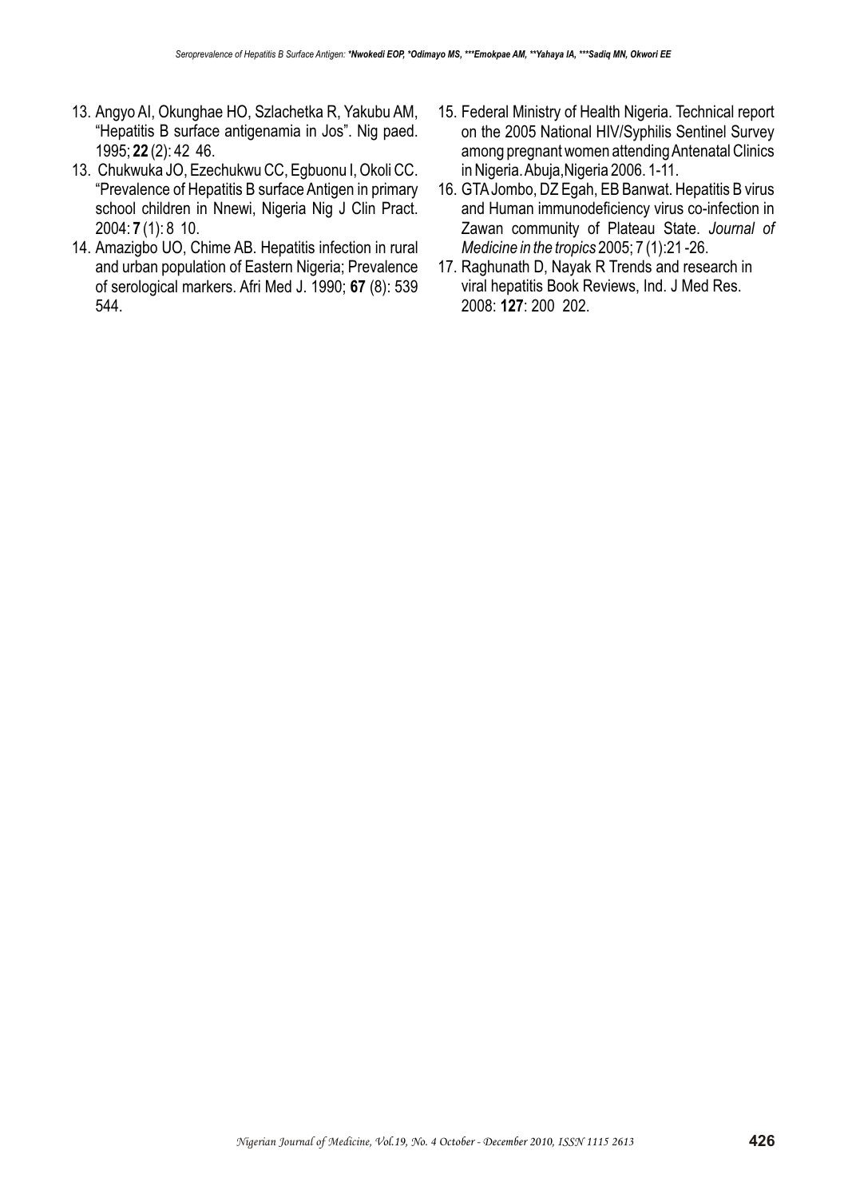13. Angyo AI, Okunghae HO, Szlachetka R, Yakubu AM, "Hepatitis B surface antigenamia in Jos". Nig paed. 1995; **22** (2): 42 46.
13. Chukwuka JO, Ezechukwu CC, Egbuonu I, Okoli CC. "Prevalence of Hepatitis B surface Antigen in primary school children in Nnewi, Nigeria Nig J Clin Pract. 2004: **7** (1): 8 10.
14. Amazigbo UO, Chime AB. Hepatitis infection in rural and urban population of Eastern Nigeria; Prevalence of serological markers. Afri Med J. 1990; **67** (8): 539 544.
15. Federal Ministry of Health Nigeria. Technical report on the 2005 National HIV/Syphilis Sentinel Survey among pregnant women attending Antenatal Clinics in Nigeria. Abuja,Nigeria 2006. 1-11.
16. GTA Jombo, DZ Egah, EB Banwat. Hepatitis B virus and Human immunodeficiency virus co-infection in Zawan community of Plateau State. *Journal of Medicine in the tropics* 2005; 7 (1):21 -26.
17. Raghunath D, Nayak R Trends and research in viral hepatitis Book Reviews, Ind. J Med Res. 2008: **127**: 200 202.